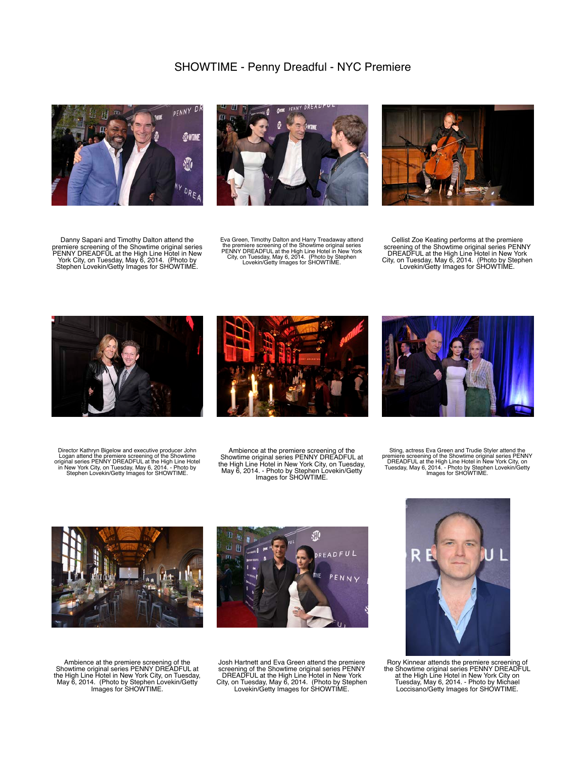# SHOWTIME - Penny Dreadful - NYC Premiere

Danny Sapani and Timothy Dalton attend the premiere screening of the Showtime original series PENNY DREADFUL at the High Line Hotel in New York City, on Tuesday, May 6, 2014. (Photo by Stephen Lovekin/Getty Images for SHOWTIME.

Eva Green, Timothy Dalton and Harry Treadaway attend the premiere screening of the Showtime original series PENNY DREADFUL at the High Line Hotel in New York City, on Tuesday, May 6, 2014. (Photo by Stephen Lovekin/Getty Images for SHOWTIME.

Cellist Zoe Keating performs at the premiere screening of the Showtime original series PENNY DREADFUL at the High Line Hotel in New York City, on Tuesday, May 6, 2014. (Photo by Stephen Lovekin/Getty Images for SHOWTIME.

Director Kathryn Bigelow and executive producer John Logan attend the premiere screening of the Showtime original series PENNY DREADFUL at the High Line Hotel in New York City, on Tuesday, May 6, 2014. - Photo by Stephen Lovekin/Getty Images for SHOWTIME.

Ambience at the premiere screening of the Showtime original series PENNY DREADFUL at the High Line Hotel in New York City, on Tuesday, May 6, 2014. - Photo by Stephen Lovekin/Getty Images for SHOWTIME.

Sting, actress Eva Green and Trudie Styler attend the premiere screening of the Showtime original series PENNY DREADFUL at the High Line Hotel in New York City, on Tuesday, May 6, 2014. - Photo by Stephen Lovekin/Getty Images for SHOWTIME.

Ambience at the premiere screening of the Showtime original series PENNY DREADFUL at the High Line Hotel in New York City, on Tuesday, May 6, 2014. (Photo by Stephen Lovekin/Getty Images for SHOWTIME.

Josh Hartnett and Eva Green attend the premiere screening of the Showtime original series PENNY DREADFUL at the High Line Hotel in New York City, on Tuesday, May 6, 2014. (Photo by Stephen Lovekin/Getty Images for SHOWTIME.

Rory Kinnear attends the premiere screening of the Showtime original series PENNY DREADFUL at the High Line Hotel in New York City on Tuesday, May 6, 2014. - Photo by Michael Loccisano/Getty Images for SHOWTIME.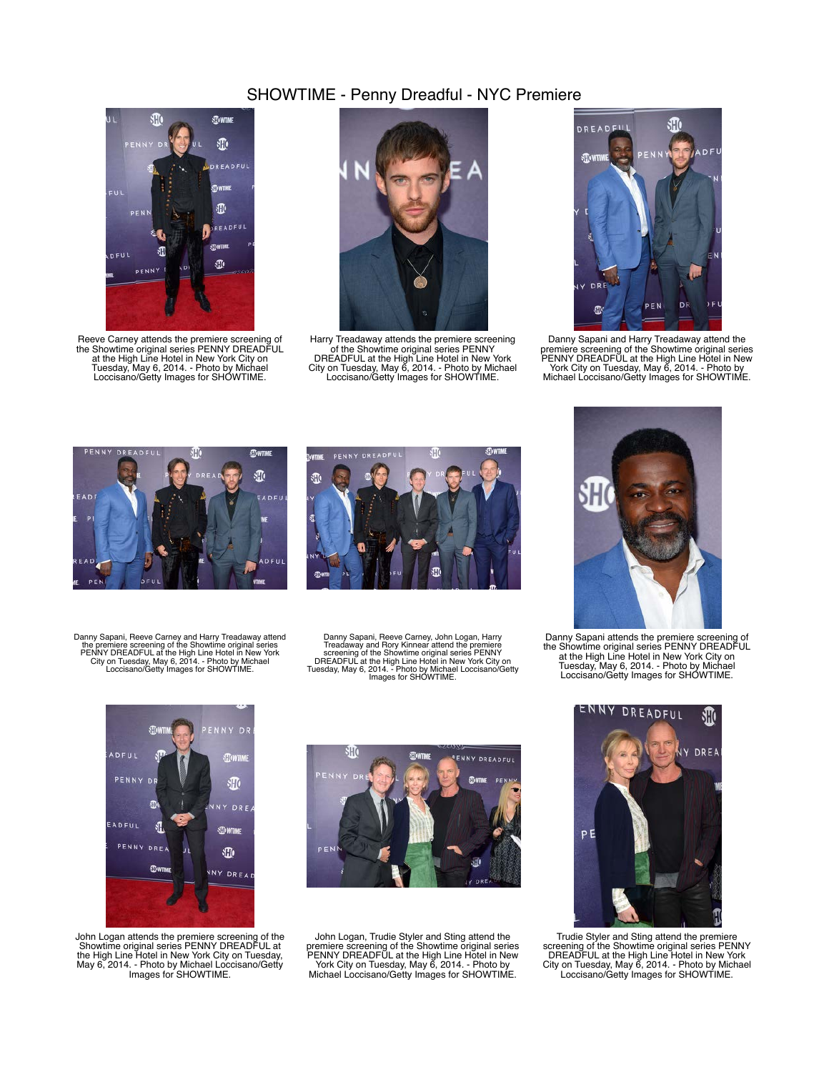# SHOWTIME - Penny Dreadful - NYC Premiere

Reeve Carney attends the premiere screening of the Showtime original series PENNY DREADFUL at the High Line Hotel in New York City on Tuesday, May 6, 2014. - Photo by Michael Loccisano/Getty Images for SHOWTIME.

Harry Treadaway attends the premiere screening of the Showtime original series PENNY DREADFUL at the High Line Hotel in New York City on Tuesday, May 6, 2014. - Photo by Michael Loccisano/Getty Images for SHOWTIME.

Danny Sapani and Harry Treadaway attend the premiere screening of the Showtime original series PENNY DREADFUL at the High Line Hotel in New York City on Tuesday, May 6, 2014. - Photo by Michael Loccisano/Getty Images for SHOWTIME.

Danny Sapani, Reeve Carney and Harry Treadaway attend the premiere screening of the Showtime original series PENNY DREADFUL at the High Line Hotel in New York City on Tuesday, May 6, 2014. - Photo by Michael Loccisano/Getty Images for SHOWTIME.

Danny Sapani, Reeve Carney, John Logan, Harry Treadaway and Rory Kinnear attend the premiere screening of the Showtime original series PENNY DREADFUL at the High Line Hotel in New York City on Tuesday, May 6, 2014. - Photo by Michael Loccisano/Getty Images for SHOWTIME.

Danny Sapani attends the premiere screening of the Showtime original series PENNY DREADFUL at the High Line Hotel in New York City on Tuesday, May 6, 2014. - Photo by Michael Loccisano/Getty Images for SHOWTIME.

John Logan attends the premiere screening of the Showtime original series PENNY DREADFUL at the High Line Hotel in New York City on Tuesday, May 6, 2014. - Photo by Michael Loccisano/Getty Images for SHOWTIME.

John Logan, Trudie Styler and Sting attend the premiere screening of the Showtime original series PENNY DREADFUL at the High Line Hotel in New York City on Tuesday, May 6, 2014. - Photo by Michael Loccisano/Getty Images for SHOWTIME.

Trudie Styler and Sting attend the premiere screening of the Showtime original series PENNY DREADFUL at the High Line Hotel in New York City on Tuesday, May 6, 2014. - Photo by Michael Loccisano/Getty Images for SHOWTIME.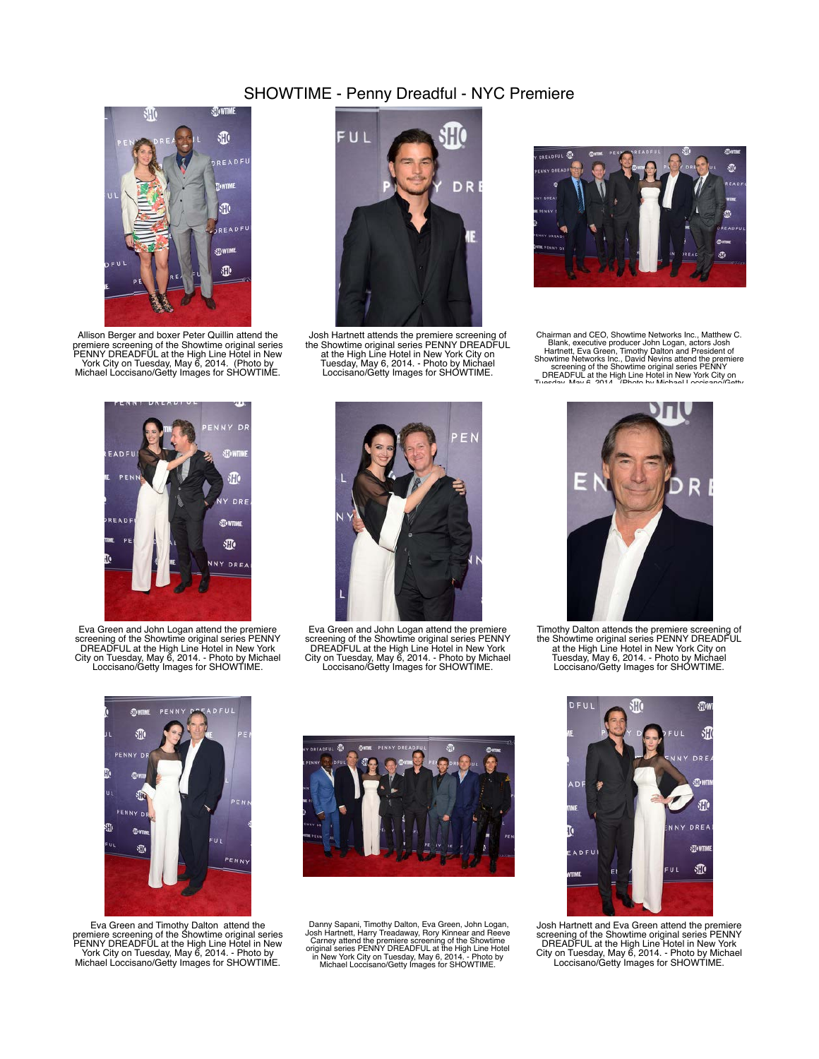# SHOWTIME - Penny Dreadful - NYC Premiere

Allison Berger and boxer Peter Quillin attend the premiere screening of the Showtime original series PENNY DREADFUL at the High Line Hotel in New York City on Tuesday, May 6, 2014. (Photo by Michael Loccisano/Getty Images for SHOWTIME.

Josh Hartnett attends the premiere screening of the Showtime original series PENNY DREADFUL at the High Line Hotel in New York City on Tuesday, May 6, 2014. - Photo by Michael Loccisano/Getty Images for SHOWTIME.

Chairman and CEO, Showtime Networks Inc., Matthew C. Blank, executive producer John Logan, actors Josh Hartnett, Eva Green, Timothy Dalton and President of Showtime Networks Inc., David Nevins attend the premiere screening of the Showtime original series PENNY DREADFUL at the High Line Hotel in New York City on Tuesday, May 6, 2014. (Photo by Michael Loccisano/Getty

Eva Green and John Logan attend the premiere screening of the Showtime original series PENNY DREADFUL at the High Line Hotel in New York City on Tuesday, May 6, 2014. - Photo by Michael Loccisano/Getty Images for SHOWTIME.

Eva Green and John Logan attend the premiere screening of the Showtime original series PENNY DREADFUL at the High Line Hotel in New York City on Tuesday, May 6, 2014. - Photo by Michael Loccisano/Getty Images for SHOWTIME.

Timothy Dalton attends the premiere screening of the Showtime original series PENNY DREADFUL at the High Line Hotel in New York City on Tuesday, May 6, 2014. - Photo by Michael Loccisano/Getty Images for SHOWTIME.

Eva Green and Timothy Dalton attend the premiere screening of the Showtime original series PENNY DREADFUL at the High Line Hotel in New York City on Tuesday, May 6, 2014. - Photo by Michael Loccisano/Getty Images for SHOWTIME.

Danny Sapani, Timothy Dalton, Eva Green, John Logan, Josh Hartnett, Harry Treadaway, Rory Kinnear and Reeve Carney attend the premiere screening of the Showtime original series PENNY DREADFUL at the High Line Hotel in New York City on Tuesday, May 6, 2014. - Photo by Michael Loccisano/Getty Images for SHOWTIME.

Josh Hartnett and Eva Green attend the premiere screening of the Showtime original series PENNY DREADFUL at the High Line Hotel in New York City on Tuesday, May 6, 2014. - Photo by Michael Loccisano/Getty Images for SHOWTIME.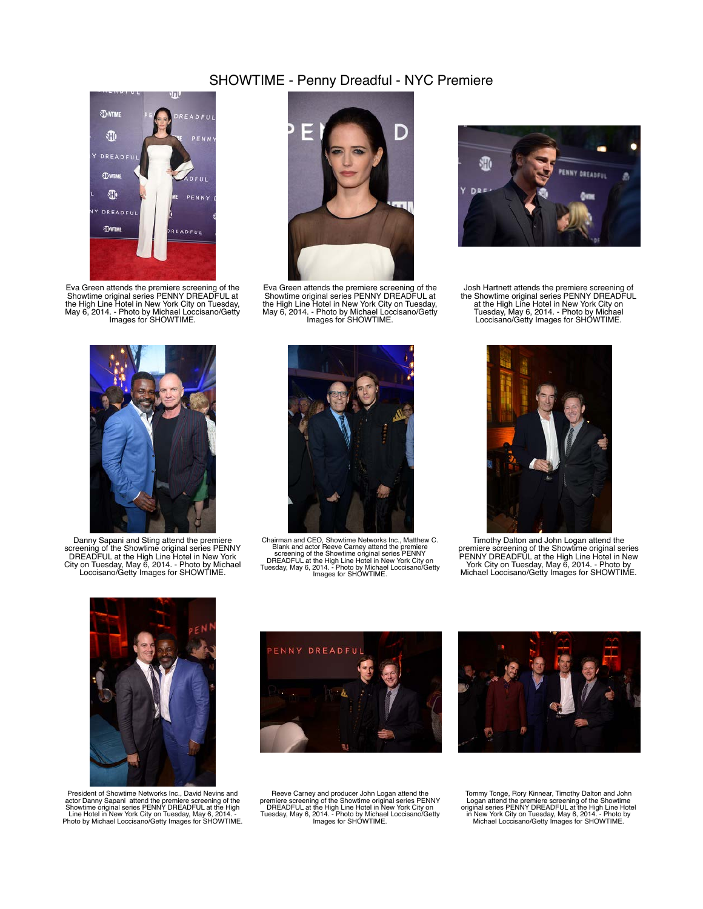# SHOWTIME - Penny Dreadful - NYC Premiere

Eva Green attends the premiere screening of the Showtime original series PENNY DREADFUL at the High Line Hotel in New York City on Tuesday, May 6, 2014. - Photo by Michael Loccisano/Getty Images for SHOWTIME.

Eva Green attends the premiere screening of the Showtime original series PENNY DREADFUL at the High Line Hotel in New York City on Tuesday, May 6, 2014. - Photo by Michael Loccisano/Getty Images for SHOWTIME.

Josh Hartnett attends the premiere screening of the Showtime original series PENNY DREADFUL at the High Line Hotel in New York City on Tuesday, May 6, 2014. - Photo by Michael Loccisano/Getty Images for SHOWTIME.

Danny Sapani and Sting attend the premiere screening of the Showtime original series PENNY DREADFUL at the High Line Hotel in New York City on Tuesday, May 6, 2014. - Photo by Michael Loccisano/Getty Images for SHOWTIME.

Chairman and CEO, Showtime Networks Inc., Matthew C. Blank and actor Reeve Carney attend the premiere screening of the Showtime original series PENNY DREADFUL at the High Line Hotel in New York City on Tuesday, May 6, 2014. - Photo by Michael Loccisano/Getty Images for SHOWTIME.

Timothy Dalton and John Logan attend the premiere screening of the Showtime original series PENNY DREADFUL at the High Line Hotel in New York City on Tuesday, May 6, 2014. - Photo by Michael Loccisano/Getty Images for SHOWTIME.

President of Showtime Networks Inc., David Nevins and actor Danny Sapani attend the premiere screening of the Showtime original series PENNY DREADFUL at the High Line Hotel in New York City on Tuesday, May 6, 2014. - Photo by Michael Loccisano/Getty Images for SHOWTIME.

Reeve Carney and producer John Logan attend the premiere screening of the Showtime original series PENNY DREADFUL at the High Line Hotel in New York City on Tuesday, May 6, 2014. - Photo by Michael Loccisano/Getty Images for SHOWTIME.

Tommy Tonge, Rory Kinnear, Timothy Dalton and John Logan attend the premiere screening of the Showtime original series PENNY DREADFUL at the High Line Hotel in New York City on Tuesday, May 6, 2014. - Photo by Michael Loccisano/Getty Images for SHOWTIME.